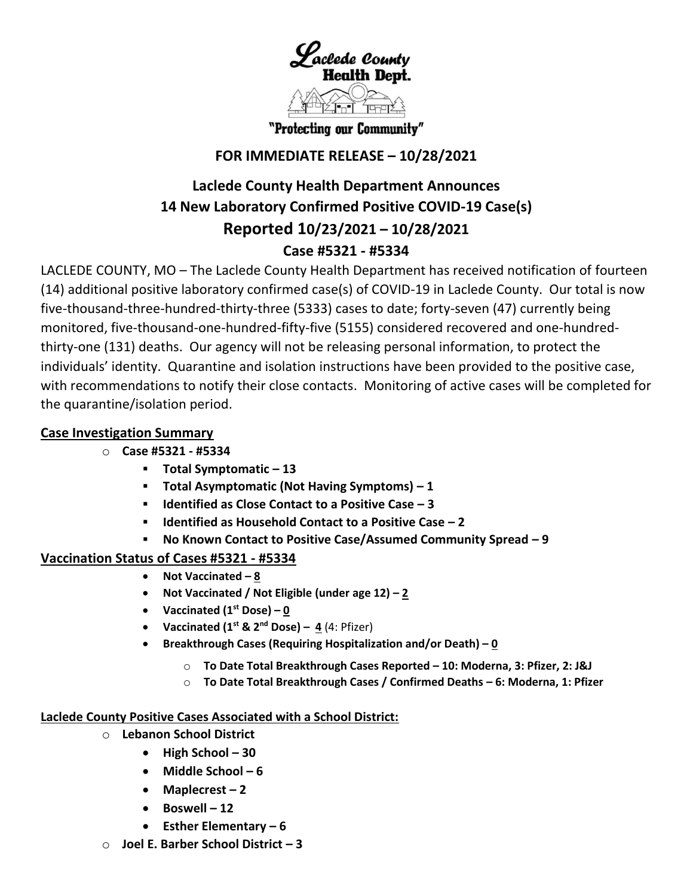Laclede County Health Dept.

"Protecting our Community"

**FOR IMMEDIATE RELEASE – 10/28/2021**

# Laclede County Health Department Announces 14 New Laboratory Confirmed Positive COVID-19 Case(s)

## Reported 10/23/2021 – 10/28/2021

## Case #5321 - #5334

LACLEDE COUNTY, MO – The Laclede County Health Department has received notification of fourteen (14) additional positive laboratory confirmed case(s) of COVID-19 in Laclede County. Our total is now five-thousand-three-hundred-thirty-three (5333) cases to date; forty-seven (47) currently being monitored, five-thousand-one-hundred-fifty-five (5155) considered recovered and one-hundred-thirty-one (131) deaths. Our agency will not be releasing personal information, to protect the individuals' identity. Quarantine and isolation instructions have been provided to the positive case, with recommendations to notify their close contacts. Monitoring of active cases will be completed for the quarantine/isolation period.

**Case Investigation Summary**

- **Case #5321 - #5334**
  - **Total Symptomatic – 13**
  - **Total Asymptomatic (Not Having Symptoms) – 1**
  - **Identified as Close Contact to a Positive Case – 3**
  - **Identified as Household Contact to a Positive Case – 2**
  - **No Known Contact to Positive Case/Assumed Community Spread – 9**

**Vaccination Status of Cases #5321 - #5334**

- **Not Vaccinated – 8**
- **Not Vaccinated / Not Eligible (under age 12) – 2**
- **Vaccinated (1st Dose) – 0**
- **Vaccinated (1st & 2nd Dose) – 4** (4: Pfizer)
- **Breakthrough Cases (Requiring Hospitalization and/or Death) – 0**
  - **To Date Total Breakthrough Cases Reported – 10: Moderna, 3: Pfizer, 2: J&J**
  - **To Date Total Breakthrough Cases / Confirmed Deaths – 6: Moderna, 1: Pfizer**

**Laclede County Positive Cases Associated with a School District:**

- **Lebanon School District**
  - **High School – 30**
  - **Middle School – 6**
  - **Maplecrest – 2**
  - **Boswell – 12**
  - **Esther Elementary – 6**
- **Joel E. Barber School District – 3**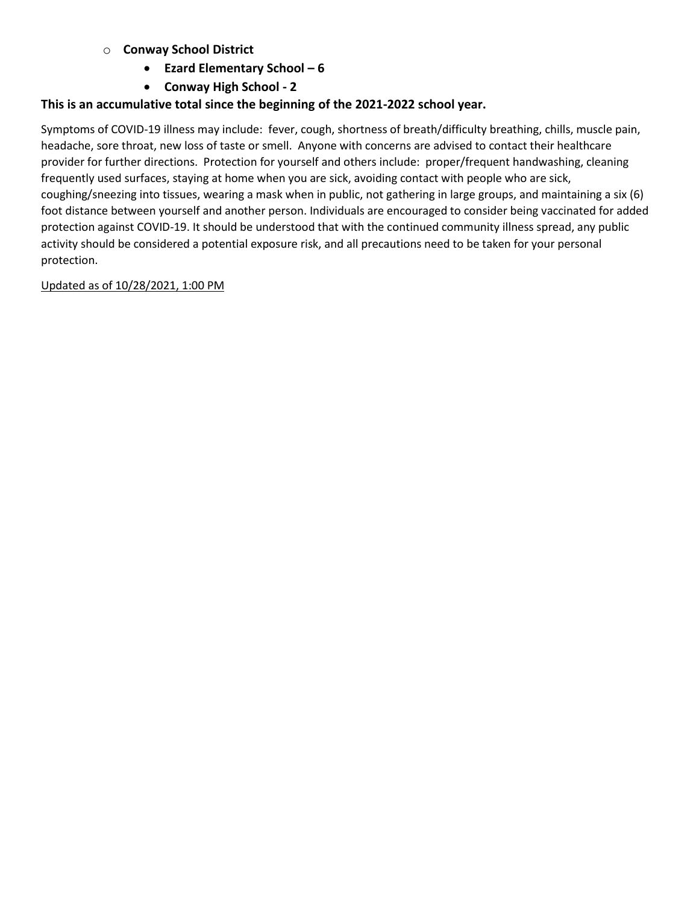- **Conway School District**
  - **Ezard Elementary School – 6**
  - **Conway High School - 2**

**This is an accumulative total since the beginning of the 2021-2022 school year.**

Symptoms of COVID-19 illness may include: fever, cough, shortness of breath/difficulty breathing, chills, muscle pain, headache, sore throat, new loss of taste or smell. Anyone with concerns are advised to contact their healthcare provider for further directions. Protection for yourself and others include: proper/frequent handwashing, cleaning frequently used surfaces, staying at home when you are sick, avoiding contact with people who are sick, coughing/sneezing into tissues, wearing a mask when in public, not gathering in large groups, and maintaining a six (6) foot distance between yourself and another person. Individuals are encouraged to consider being vaccinated for added protection against COVID-19. It should be understood that with the continued community illness spread, any public activity should be considered a potential exposure risk, and all precautions need to be taken for your personal protection.

<u>Updated as of 10/28/2021, 1:00 PM</u>